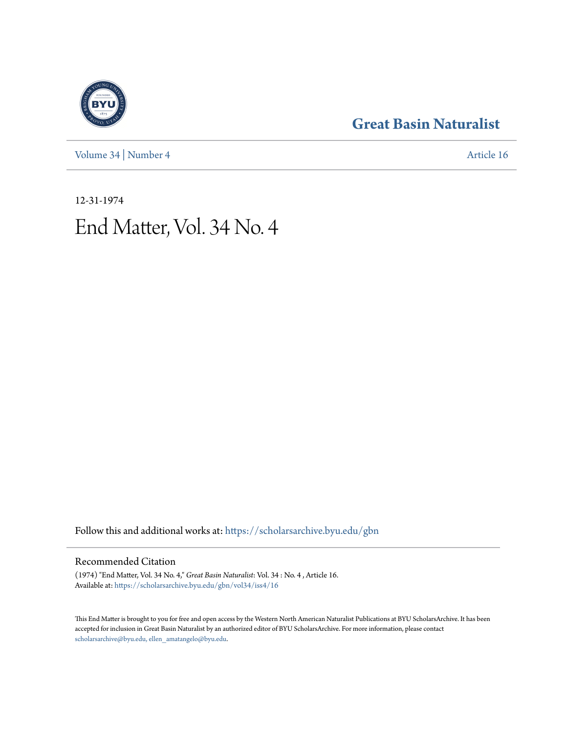# Great Basin Naturalist

Volume 34 | Number 4 Article 16

12-31-1974

# End Matter, Vol. 34 No. 4

Follow this and additional works at: https://scholarsarchive.byu.edu/gbn

## Recommended Citation

(1974) "End Matter, Vol. 34 No. 4," *Great Basin Naturalist*: Vol. 34 : No. 4 , Article 16.
Available at: https://scholarsarchive.byu.edu/gbn/vol34/iss4/16

This End Matter is brought to you for free and open access by the Western North American Naturalist Publications at BYU ScholarsArchive. It has been accepted for inclusion in Great Basin Naturalist by an authorized editor of BYU ScholarsArchive. For more information, please contact scholarsarchive@byu.edu, ellen_amatangelo@byu.edu.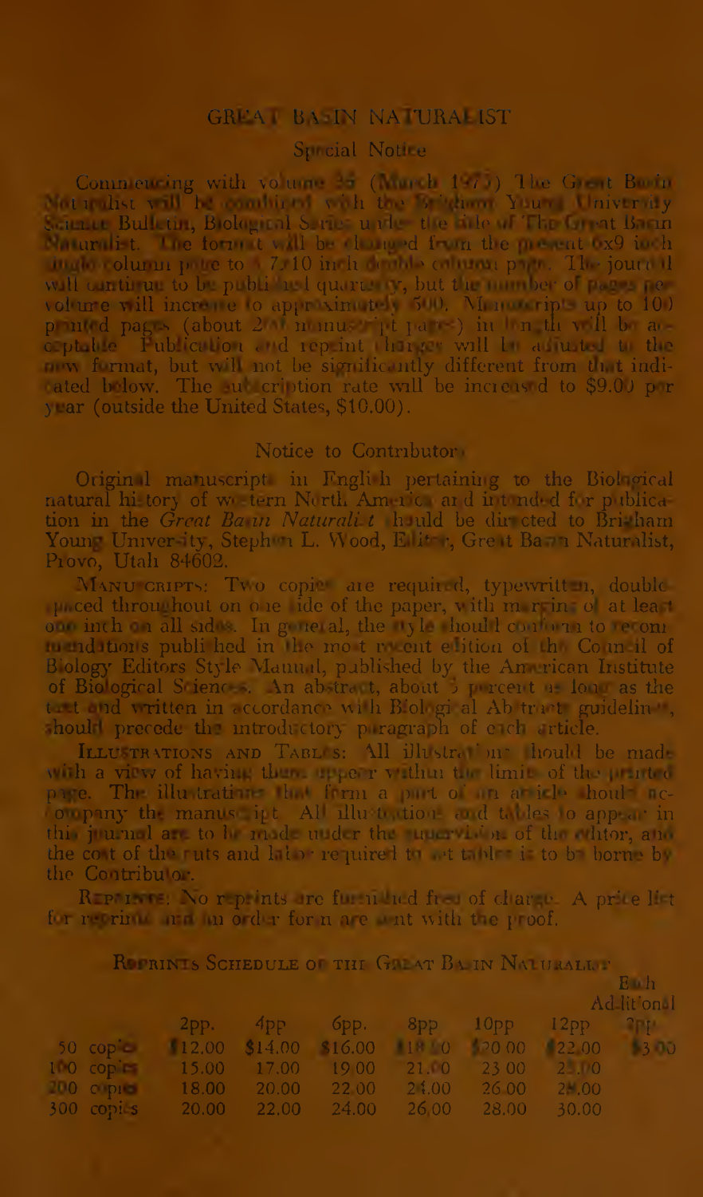## GREAT BASIN NATURALIST

### Special Notice

Commencing with volume 35 (March 1975) The Great Basin Naturalist will be combined with the Brigham Young University Science Bulletin, Biological Series under the title of The Great Basin Naturalist. The format will be changed from the present 6x9 inch single column page to 8 7x10 inch double column page. The journal will continue to be published quarterly, but the number of pages per volume will increase to approximately 500. Manuscripts up to 100 printed pages (about 200 manuscript pages) in length will be acceptable. Publication and reprint charges will be adjusted to the new format, but will not be significantly different from that indicated below. The subscription rate will be increased to $9.00 per year (outside the United States, $10.00).

### Notice to Contributors

Original manuscripts in English pertaining to the Biological natural history of western North America and intended for publication in the *Great Basin Naturalist* should be directed to Brigham Young University, Stephen L. Wood, Editor, Great Basin Naturalist, Provo, Utah 84602.

Manuscripts: Two copies are required, typewritten, double spaced throughout on one side of the paper, with margins of at least one inch on all sides. In general, the style should conform to recommendations published in the most recent edition of the Council of Biology Editors Style Manual, published by the American Institute of Biological Sciences. An abstract, about 3 percent as long as the text and written in accordance with Biological Abstracts guidelines, should precede the introductory paragraph of each article.

Illustrations and Tables: All illustrations should be made with a view of having them appear within the limits of the printed page. The illustrations that form a part of an article should accompany the manuscript. All illustrations and tables to appear in this journal are to be made under the supervision of the editor, and the cost of the cuts and labor required to set tables is to be borne by the Contributor.

Reprints: No reprints are furnished free of charge. A price list for reprints and an order form are sent with the proof.

### Reprints Schedule of the Great Basin Naturalist

| | 2pp. | 4pp | 6pp. | 8pp | 10pp | 12pp | Each Additional 2pp |
|---|---|---|---|---|---|---|---|
| 50 copies | $12.00 | $14.00 | $16.00 | $18.00 | $20.00 | $22.00 | $3.00 |
| 100 copies | 15.00 | 17.00 | 19.00 | 21.00 | 23.00 | 25.00 | |
| 200 copies | 18.00 | 20.00 | 22.00 | 24.00 | 26.00 | 28.00 | |
| 300 copies | 20.00 | 22.00 | 24.00 | 26.00 | 28.00 | 30.00 | |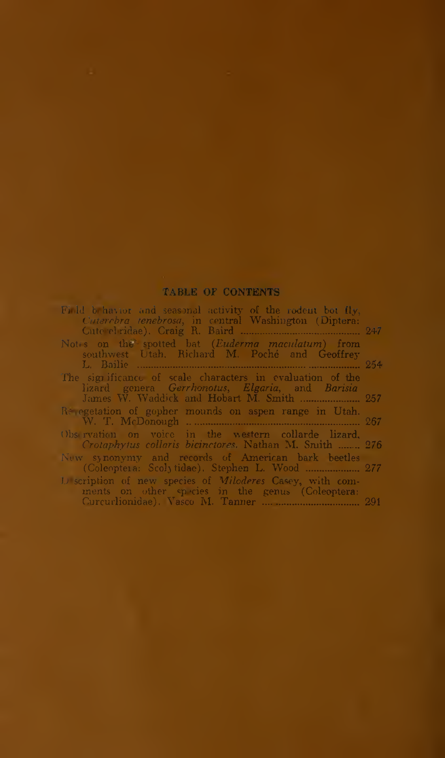## TABLE OF CONTENTS

Field behavior and seasonal activity of the rodent bot fly, *Cuterebra tenebrosa*, in central Washington (Diptera: Cuterebridae). Craig R. Baird .......... 247

Notes on the spotted bat (*Euderma maculatum*) from southwest Utah. Richard M. Poché and Geoffrey L. Bailie .......... 254

The significance of scale characters in evaluation of the lizard genera *Gerrhonotus*, *Elgaria*, and *Barisia*. James W. Waddick and Hobart M. Smith .......... 257

Revegetation of gopher mounds on aspen range in Utah. W. T. McDonough .......... 267

Observation on voice in the western collarde lizard, *Crotaphytus collaris bicinctores*. Nathan M. Smith .......... 276

New synonymy and records of American bark beetles (Coleoptera: Scolytidae). Stephen L. Wood .......... 277

Description of new species of *Miloderes* Casey, with comments on other species in the genus (Coleoptera: Curculionidae). Vasco M. Tanner .......... 291